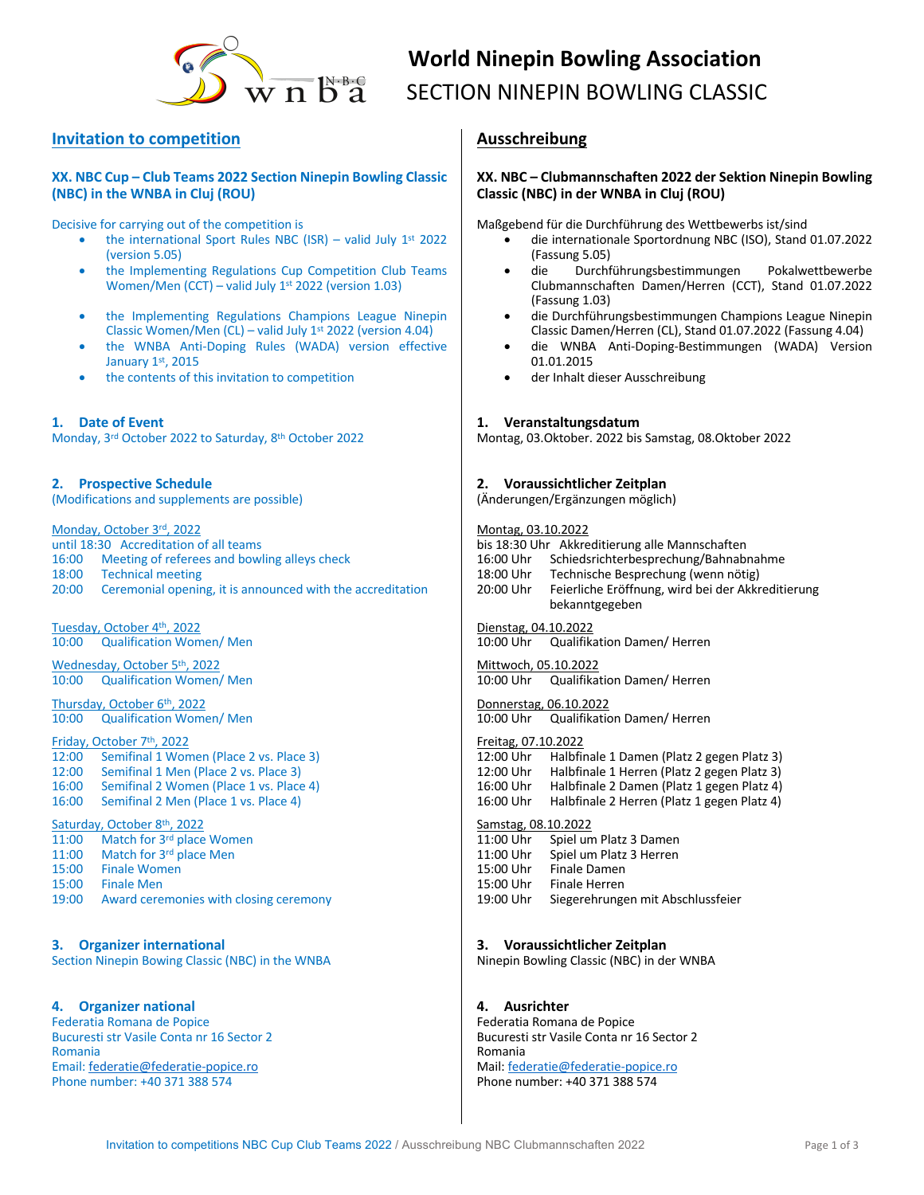# World Ninepin Bowling Association
## SECTION NINEPIN BOWLING CLASSIC

## Invitation to competition

### XX. NBC Cup – Club Teams 2022 Section Ninepin Bowling Classic (NBC) in the WNBA in Cluj (ROU)

Decisive for carrying out of the competition is

- the international Sport Rules NBC (ISR) – valid July 1st 2022 (version 5.05)
- the Implementing Regulations Cup Competition Club Teams Women/Men (CCT) – valid July 1st 2022 (version 1.03)
- the Implementing Regulations Champions League Ninepin Classic Women/Men (CL) – valid July 1st 2022 (version 4.04)
- the WNBA Anti-Doping Rules (WADA) version effective January 1st, 2015
- the contents of this invitation to competition

### 1. Date of Event

Monday, 3rd October 2022 to Saturday, 8th October 2022

### 2. Prospective Schedule

(Modifications and supplements are possible)

Monday, October 3rd, 2022

until 18:30 Accreditation of all teams
16:00 Meeting of referees and bowling alleys check
18:00 Technical meeting
20:00 Ceremonial opening, it is announced with the accreditation

Tuesday, October 4th, 2022

10:00 Qualification Women/ Men

Wednesday, October 5th, 2022

10:00 Qualification Women/ Men

Thursday, October 6th, 2022

10:00 Qualification Women/ Men

Friday, October 7th, 2022

12:00 Semifinal 1 Women (Place 2 vs. Place 3)
12:00 Semifinal 1 Men (Place 2 vs. Place 3)
16:00 Semifinal 2 Women (Place 1 vs. Place 4)
16:00 Semifinal 2 Men (Place 1 vs. Place 4)

Saturday, October 8th, 2022

11:00 Match for 3rd place Women
11:00 Match for 3rd place Men
15:00 Finale Women
15:00 Finale Men
19:00 Award ceremonies with closing ceremony

### 3. Organizer international

Section Ninepin Bowing Classic (NBC) in the WNBA

### 4. Organizer national

Federatia Romana de Popice
Bucuresti str Vasile Conta nr 16 Sector 2
Romania
Email: federatie@federatie-popice.ro
Phone number: +40 371 388 574

## Ausschreibung

### XX. NBC – Clubmannschaften 2022 der Sektion Ninepin Bowling Classic (NBC) in der WNBA in Cluj (ROU)

Maßgebend für die Durchführung des Wettbewerbs ist/sind

- die internationale Sportordnung NBC (ISO), Stand 01.07.2022 (Fassung 5.05)
- die Durchführungsbestimmungen Pokalwettbewerbe Clubmannschaften Damen/Herren (CCT), Stand 01.07.2022 (Fassung 1.03)
- die Durchführungsbestimmungen Champions League Ninepin Classic Damen/Herren (CL), Stand 01.07.2022 (Fassung 4.04)
- die WNBA Anti-Doping-Bestimmungen (WADA) Version 01.01.2015
- der Inhalt dieser Ausschreibung

### 1. Veranstaltungsdatum

Montag, 03.Oktober. 2022 bis Samstag, 08.Oktober 2022

### 2. Voraussichtlicher Zeitplan

(Änderungen/Ergänzungen möglich)

Montag, 03.10.2022

bis 18:30 Uhr Akkreditierung alle Mannschaften
16:00 Uhr Schiedsrichterbesprechung/Bahnabnahme
18:00 Uhr Technische Besprechung (wenn nötig)
20:00 Uhr Feierliche Eröffnung, wird bei der Akkreditierung bekanntgegeben

Dienstag, 04.10.2022

10:00 Uhr Qualifikation Damen/ Herren

Mittwoch, 05.10.2022

10:00 Uhr Qualifikation Damen/ Herren

Donnerstag, 06.10.2022

10:00 Uhr Qualifikation Damen/ Herren

Freitag, 07.10.2022

12:00 Uhr Halbfinale 1 Damen (Platz 2 gegen Platz 3)
12:00 Uhr Halbfinale 1 Herren (Platz 2 gegen Platz 3)
16:00 Uhr Halbfinale 2 Damen (Platz 1 gegen Platz 4)
16:00 Uhr Halbfinale 2 Herren (Platz 1 gegen Platz 4)

Samstag, 08.10.2022

11:00 Uhr Spiel um Platz 3 Damen
11:00 Uhr Spiel um Platz 3 Herren
15:00 Uhr Finale Damen
15:00 Uhr Finale Herren
19:00 Uhr Siegerehrungen mit Abschlussfeier

### 3. Voraussichtlicher Zeitplan

Ninepin Bowling Classic (NBC) in der WNBA

### 4. Ausrichter

Federatia Romana de Popice
Bucuresti str Vasile Conta nr 16 Sector 2
Romania
Mail: federatie@federatie-popice.ro
Phone number: +40 371 388 574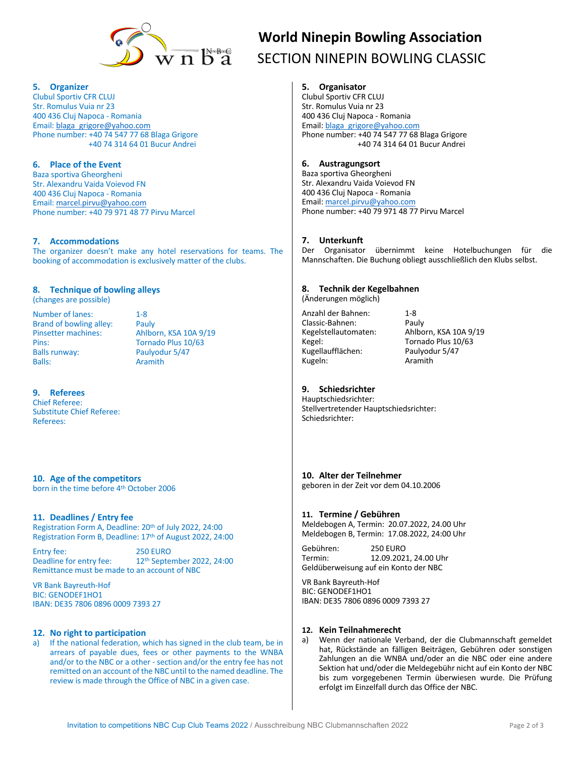# World Ninepin Bowling Association
## SECTION NINEPIN BOWLING CLASSIC

### 5. Organizer
Clubul Sportiv CFR CLUJ
Str. Romulus Vuia nr 23
400 436 Cluj Napoca - Romania
Email: blaga_grigore@yahoo.com
Phone number: +40 74 547 77 68 Blaga Grigore
+40 74 314 64 01 Bucur Andrei

### 6. Place of the Event
Baza sportiva Gheorgheni
Str. Alexandru Vaida Voievod FN
400 436 Cluj Napoca - Romania
Email: marcel.pirvu@yahoo.com
Phone number: +40 79 971 48 77 Pirvu Marcel

### 7. Accommodations
The organizer doesn't make any hotel reservations for teams. The booking of accommodation is exclusively matter of the clubs.

### 8. Technique of bowling alleys
(changes are possible)

| | |
|---|---|
| Number of lanes: | 1-8 |
| Brand of bowling alley: | Pauly |
| Pinsetter machines: | Ahlborn, KSA 10A 9/19 |
| Pins: | Tornado Plus 10/63 |
| Balls runway: | Paulyodur 5/47 |
| Balls: | Aramith |

### 9. Referees
Chief Referee:
Substitute Chief Referee:
Referees:

### 10. Age of the competitors
born in the time before 4th October 2006

### 11. Deadlines / Entry fee
Registration Form A, Deadline: 20th of July 2022, 24:00
Registration Form B, Deadline: 17th of August 2022, 24:00

Entry fee: 250 EURO
Deadline for entry fee: 12th September 2022, 24:00
Remittance must be made to an account of NBC

VR Bank Bayreuth-Hof
BIC: GENODEF1HO1
IBAN: DE35 7806 0896 0009 7393 27

### 12. No right to participation
a) If the national federation, which has signed in the club team, be in arrears of payable dues, fees or other payments to the WNBA and/or to the NBC or a other - section and/or the entry fee has not remitted on an account of the NBC until to the named deadline. The review is made through the Office of NBC in a given case.

### 5. Organisator
Clubul Sportiv CFR CLUJ
Str. Romulus Vuia nr 23
400 436 Cluj Napoca - Romania
Email: blaga_grigore@yahoo.com
Phone number: +40 74 547 77 68 Blaga Grigore
+40 74 314 64 01 Bucur Andrei

### 6. Austragungsort
Baza sportiva Gheorgheni
Str. Alexandru Vaida Voievod FN
400 436 Cluj Napoca - Romania
Email: marcel.pirvu@yahoo.com
Phone number: +40 79 971 48 77 Pirvu Marcel

### 7. Unterkunft
Der Organisator übernimmt keine Hotelbuchungen für die Mannschaften. Die Buchung obliegt ausschließlich den Klubs selbst.

### 8. Technik der Kegelbahnen
(Änderungen möglich)

| | |
|---|---|
| Anzahl der Bahnen: | 1-8 |
| Classic-Bahnen: | Pauly |
| Kegelstellautomaten: | Ahlborn, KSA 10A 9/19 |
| Kegel: | Tornado Plus 10/63 |
| Kugellaufflächen: | Paulyodur 5/47 |
| Kugeln: | Aramith |

### 9. Schiedsrichter
Hauptschiedsrichter:
Stellvertretender Hauptschiedsrichter:
Schiedsrichter:

### 10. Alter der Teilnehmer
geboren in der Zeit vor dem 04.10.2006

### 11. Termine / Gebühren
Meldebogen A, Termin: 20.07.2022, 24.00 Uhr
Meldebogen B, Termin: 17.08.2022, 24:00 Uhr

Gebühren: 250 EURO
Termin: 12.09.2021, 24.00 Uhr
Geldüberweisung auf ein Konto der NBC

VR Bank Bayreuth-Hof
BIC: GENODEF1HO1
IBAN: DE35 7806 0896 0009 7393 27

### 12. Kein Teilnahmerecht
a) Wenn der nationale Verband, der die Clubmannschaft gemeldet hat, Rückstände an fälligen Beiträgen, Gebühren oder sonstigen Zahlungen an die WNBA und/oder an die NBC oder eine andere Sektion hat und/oder die Meldegebühr nicht auf ein Konto der NBC bis zum vorgegebenen Termin überwiesen wurde. Die Prüfung erfolgt im Einzelfall durch das Office der NBC.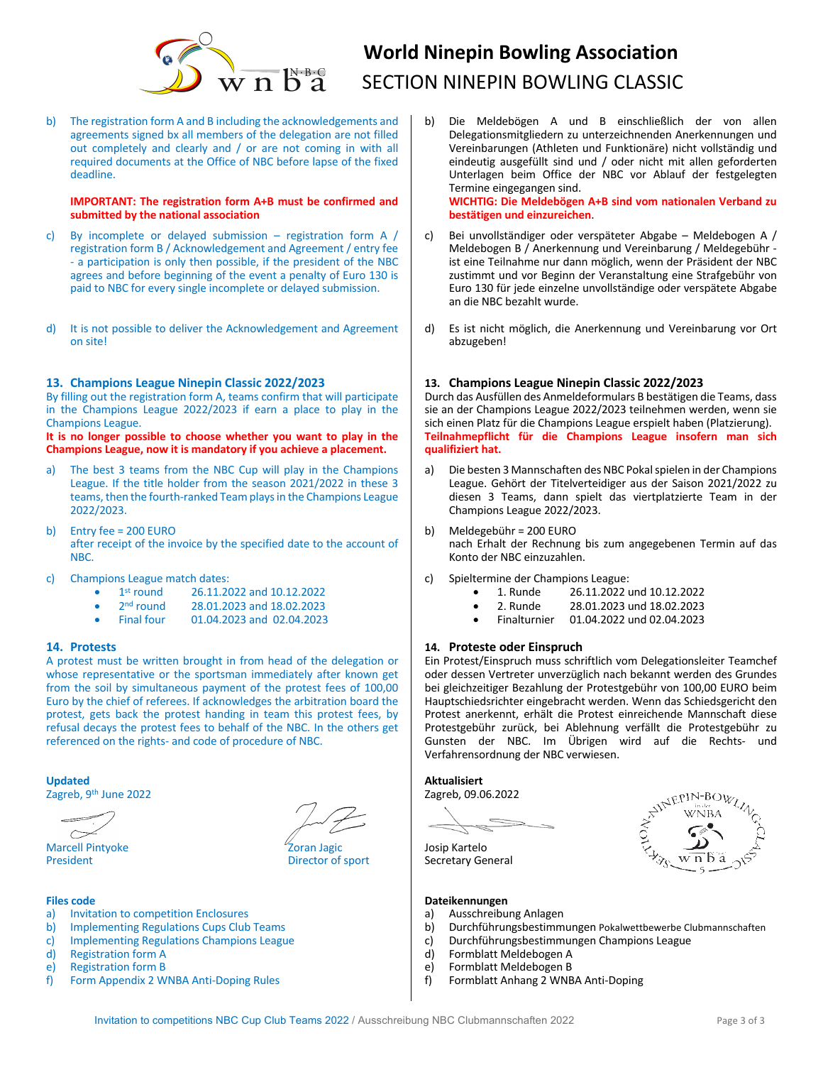# World Ninepin Bowling Association
## SECTION NINEPIN BOWLING CLASSIC

b) The registration form A and B including the acknowledgements and agreements signed bx all members of the delegation are not filled out completely and clearly and / or are not coming in with all required documents at the Office of NBC before lapse of the fixed deadline.

**IMPORTANT: The registration form A+B must be confirmed and submitted by the national association**

c) By incomplete or delayed submission – registration form A / registration form B / Acknowledgement and Agreement / entry fee - a participation is only then possible, if the president of the NBC agrees and before beginning of the event a penalty of Euro 130 is paid to NBC for every single incomplete or delayed submission.

d) It is not possible to deliver the Acknowledgement and Agreement on site!

### 13. Champions League Ninepin Classic 2022/2023

By filling out the registration form A, teams confirm that will participate in the Champions League 2022/2023 if earn a place to play in the Champions League.
**It is no longer possible to choose whether you want to play in the Champions League, now it is mandatory if you achieve a placement.**

a) The best 3 teams from the NBC Cup will play in the Champions League. If the title holder from the season 2021/2022 in these 3 teams, then the fourth-ranked Team plays in the Champions League 2022/2023.

b) Entry fee = 200 EURO
after receipt of the invoice by the specified date to the account of NBC.

c) Champions League match dates:
- 1st round 26.11.2022 and 10.12.2022
- 2nd round 28.01.2023 and 18.02.2023
- Final four 01.04.2023 and 02.04.2023

### 14. Protests

A protest must be written brought in from head of the delegation or whose representative or the sportsman immediately after known get from the soil by simultaneous payment of the protest fees of 100,00 Euro by the chief of referees. If acknowledges the arbitration board the protest, gets back the protest handing in team this protest fees, by refusal decays the protest fees to behalf of the NBC. In the others get referenced on the rights- and code of procedure of NBC.

**Updated**
Zagreb, 9th June 2022

Marcell Pintyoke
President

Zoran Jagic
Director of sport

**Files code**
a) Invitation to competition Enclosures
b) Implementing Regulations Cups Club Teams
c) Implementing Regulations Champions League
d) Registration form A
e) Registration form B
f) Form Appendix 2 WNBA Anti-Doping Rules

---

b) Die Meldebögen A und B einschließlich der von allen Delegationsmitgliedern zu unterzeichnenden Anerkennungen und Vereinbarungen (Athleten und Funktionäre) nicht vollständig und eindeutig ausgefüllt sind und / oder nicht mit allen geforderten Unterlagen beim Office der NBC vor Ablauf der festgelegten Termine eingegangen sind.
**WICHTIG: Die Meldebögen A+B sind vom nationalen Verband zu bestätigen und einzureichen.**

c) Bei unvollständiger oder verspäteter Abgabe – Meldebogen A / Meldebogen B / Anerkennung und Vereinbarung / Meldegebühr - ist eine Teilnahme nur dann möglich, wenn der Präsident der NBC zustimmt und vor Beginn der Veranstaltung eine Strafgebühr von Euro 130 für jede einzelne unvollständige oder verspätete Abgabe an die NBC bezahlt wurde.

d) Es ist nicht möglich, die Anerkennung und Vereinbarung vor Ort abzugeben!

### 13. Champions League Ninepin Classic 2022/2023

Durch das Ausfüllen des Anmeldeformulars B bestätigen die Teams, dass sie an der Champions League 2022/2023 teilnehmen werden, wenn sie sich einen Platz für die Champions League erspielt haben (Platzierung).
**Teilnahmepflicht für die Champions League insofern man sich qualifiziert hat.**

a) Die besten 3 Mannschaften des NBC Pokal spielen in der Champions League. Gehört der Titelverteidiger aus der Saison 2021/2022 zu diesen 3 Teams, dann spielt das viertplatzierte Team in der Champions League 2022/2023.

b) Meldegebühr = 200 EURO
nach Erhalt der Rechnung bis zum angegebenen Termin auf das Konto der NBC einzuzahlen.

c) Spieltermine der Champions League:
- 1. Runde 26.11.2022 und 10.12.2022
- 2. Runde 28.01.2023 und 18.02.2023
- Finalturnier 01.04.2022 und 02.04.2023

### 14. Proteste oder Einspruch

Ein Protest/Einspruch muss schriftlich vom Delegationsleiter Teamchef oder dessen Vertreter unverzüglich nach bekannt werden des Grundes bei gleichzeitiger Bezahlung der Protestgebühr von 100,00 EURO beim Hauptschiedsrichter eingebracht werden. Wenn das Schiedsgericht den Protest anerkennt, erhält die Protest einreichende Mannschaft diese Protestgebühr zurück, bei Ablehnung verfällt die Protestgebühr zu Gunsten der NBC. Im Übrigen wird auf die Rechts- und Verfahrensordnung der NBC verwiesen.

**Aktualisiert**
Zagreb, 09.06.2022

Josip Kartelo
Secretary General

**Dateikennungen**
a) Ausschreibung Anlagen
b) Durchführungsbestimmungen Pokalwettbewerbe Clubmannschaften
c) Durchführungsbestimmungen Champions League
d) Formblatt Meldebogen A
e) Formblatt Meldebogen B
f) Formblatt Anhang 2 WNBA Anti-Doping